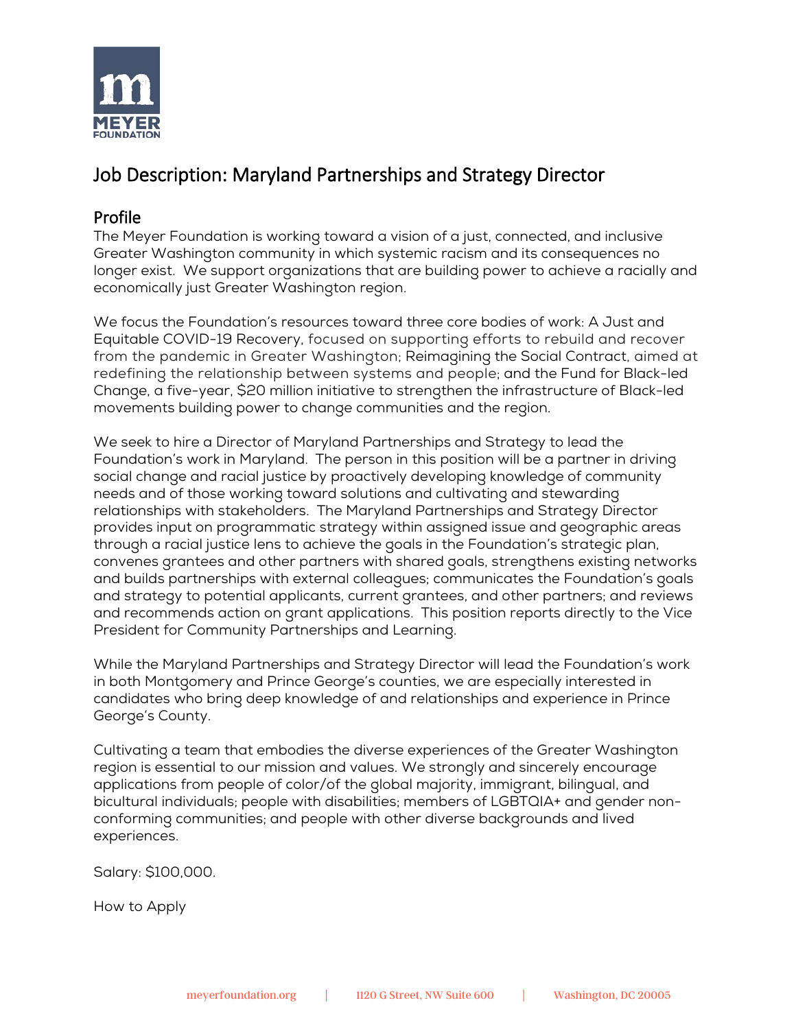# Job Description: Maryland Partnerships and Strategy Director

## Profile

The Meyer Foundation is working toward a vision of a just, connected, and inclusive Greater Washington community in which systemic racism and its consequences no longer exist. We support organizations that are building power to achieve a racially and economically just Greater Washington region.

We focus the Foundation's resources toward three core bodies of work: A Just and Equitable COVID-19 Recovery, focused on supporting efforts to rebuild and recover from the pandemic in Greater Washington; Reimagining the Social Contract, aimed at redefining the relationship between systems and people; and the Fund for Black-led Change, a five-year, $20 million initiative to strengthen the infrastructure of Black-led movements building power to change communities and the region.

We seek to hire a Director of Maryland Partnerships and Strategy to lead the Foundation's work in Maryland. The person in this position will be a partner in driving social change and racial justice by proactively developing knowledge of community needs and of those working toward solutions and cultivating and stewarding relationships with stakeholders. The Maryland Partnerships and Strategy Director provides input on programmatic strategy within assigned issue and geographic areas through a racial justice lens to achieve the goals in the Foundation's strategic plan, convenes grantees and other partners with shared goals, strengthens existing networks and builds partnerships with external colleagues; communicates the Foundation's goals and strategy to potential applicants, current grantees, and other partners; and reviews and recommends action on grant applications. This position reports directly to the Vice President for Community Partnerships and Learning.

While the Maryland Partnerships and Strategy Director will lead the Foundation's work in both Montgomery and Prince George's counties, we are especially interested in candidates who bring deep knowledge of and relationships and experience in Prince George's County.

Cultivating a team that embodies the diverse experiences of the Greater Washington region is essential to our mission and values. We strongly and sincerely encourage applications from people of color/of the global majority, immigrant, bilingual, and bicultural individuals; people with disabilities; members of LGBTQIA+ and gender non-conforming communities; and people with other diverse backgrounds and lived experiences.

Salary: $100,000.

How to Apply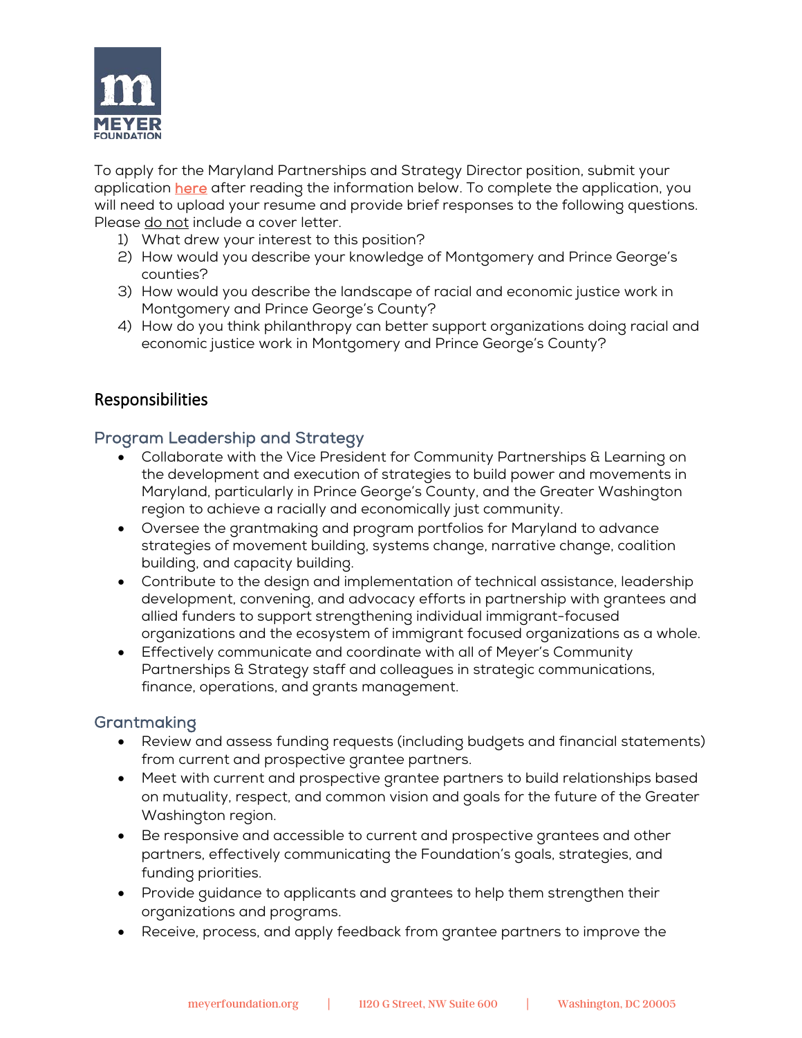To apply for the Maryland Partnerships and Strategy Director position, submit your application here after reading the information below. To complete the application, you will need to upload your resume and provide brief responses to the following questions. Please do not include a cover letter.

1) What drew your interest to this position?
2) How would you describe your knowledge of Montgomery and Prince George's counties?
3) How would you describe the landscape of racial and economic justice work in Montgomery and Prince George's County?
4) How do you think philanthropy can better support organizations doing racial and economic justice work in Montgomery and Prince George's County?

## Responsibilities

### Program Leadership and Strategy

- Collaborate with the Vice President for Community Partnerships & Learning on the development and execution of strategies to build power and movements in Maryland, particularly in Prince George's County, and the Greater Washington region to achieve a racially and economically just community.
- Oversee the grantmaking and program portfolios for Maryland to advance strategies of movement building, systems change, narrative change, coalition building, and capacity building.
- Contribute to the design and implementation of technical assistance, leadership development, convening, and advocacy efforts in partnership with grantees and allied funders to support strengthening individual immigrant-focused organizations and the ecosystem of immigrant focused organizations as a whole.
- Effectively communicate and coordinate with all of Meyer's Community Partnerships & Strategy staff and colleagues in strategic communications, finance, operations, and grants management.

### Grantmaking

- Review and assess funding requests (including budgets and financial statements) from current and prospective grantee partners.
- Meet with current and prospective grantee partners to build relationships based on mutuality, respect, and common vision and goals for the future of the Greater Washington region.
- Be responsive and accessible to current and prospective grantees and other partners, effectively communicating the Foundation's goals, strategies, and funding priorities.
- Provide guidance to applicants and grantees to help them strengthen their organizations and programs.
- Receive, process, and apply feedback from grantee partners to improve the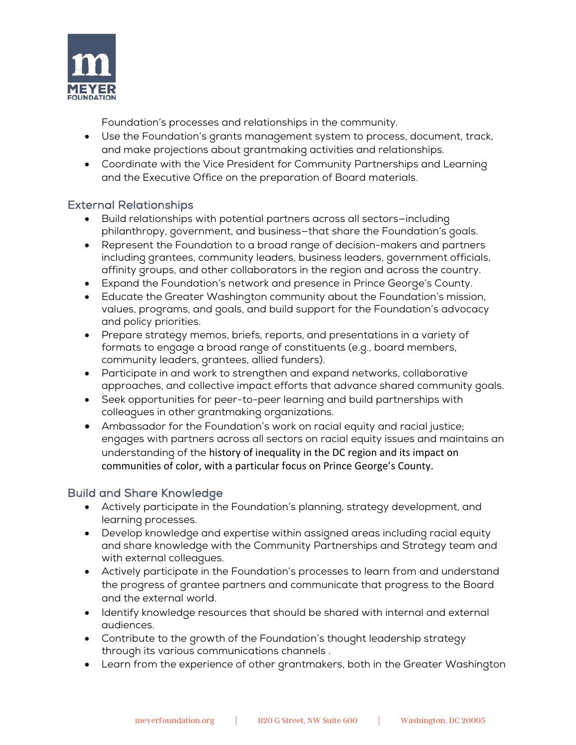Foundation's processes and relationships in the community.

- Use the Foundation's grants management system to process, document, track, and make projections about grantmaking activities and relationships.
- Coordinate with the Vice President for Community Partnerships and Learning and the Executive Office on the preparation of Board materials.

## External Relationships

- Build relationships with potential partners across all sectors—including philanthropy, government, and business—that share the Foundation's goals.
- Represent the Foundation to a broad range of decision-makers and partners including grantees, community leaders, business leaders, government officials, affinity groups, and other collaborators in the region and across the country.
- Expand the Foundation's network and presence in Prince George's County.
- Educate the Greater Washington community about the Foundation's mission, values, programs, and goals, and build support for the Foundation's advocacy and policy priorities.
- Prepare strategy memos, briefs, reports, and presentations in a variety of formats to engage a broad range of constituents (e.g., board members, community leaders, grantees, allied funders).
- Participate in and work to strengthen and expand networks, collaborative approaches, and collective impact efforts that advance shared community goals.
- Seek opportunities for peer-to-peer learning and build partnerships with colleagues in other grantmaking organizations.
- Ambassador for the Foundation's work on racial equity and racial justice; engages with partners across all sectors on racial equity issues and maintains an understanding of the history of inequality in the DC region and its impact on communities of color, with a particular focus on Prince George's County.

## Build and Share Knowledge

- Actively participate in the Foundation's planning, strategy development, and learning processes.
- Develop knowledge and expertise within assigned areas including racial equity and share knowledge with the Community Partnerships and Strategy team and with external colleagues.
- Actively participate in the Foundation's processes to learn from and understand the progress of grantee partners and communicate that progress to the Board and the external world.
- Identify knowledge resources that should be shared with internal and external audiences.
- Contribute to the growth of the Foundation's thought leadership strategy through its various communications channels .
- Learn from the experience of other grantmakers, both in the Greater Washington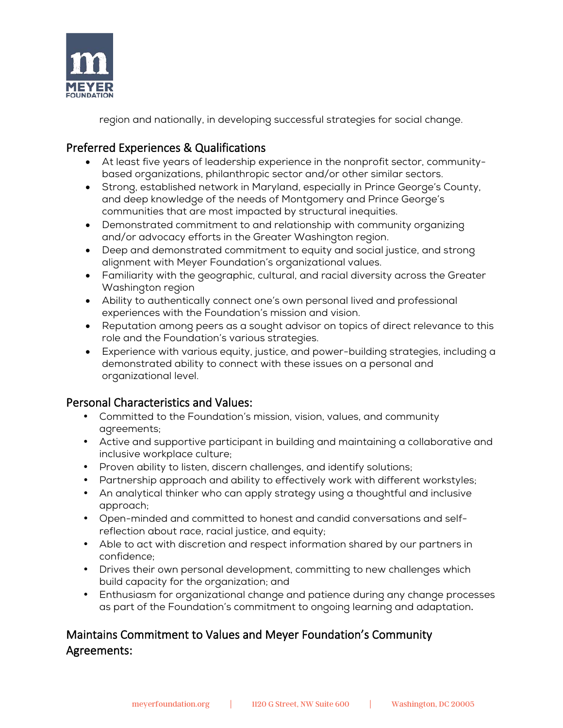region and nationally, in developing successful strategies for social change.

## Preferred Experiences & Qualifications

- At least five years of leadership experience in the nonprofit sector, community-based organizations, philanthropic sector and/or other similar sectors.
- Strong, established network in Maryland, especially in Prince George's County, and deep knowledge of the needs of Montgomery and Prince George's communities that are most impacted by structural inequities.
- Demonstrated commitment to and relationship with community organizing and/or advocacy efforts in the Greater Washington region.
- Deep and demonstrated commitment to equity and social justice, and strong alignment with Meyer Foundation's organizational values.
- Familiarity with the geographic, cultural, and racial diversity across the Greater Washington region
- Ability to authentically connect one's own personal lived and professional experiences with the Foundation's mission and vision.
- Reputation among peers as a sought advisor on topics of direct relevance to this role and the Foundation's various strategies.
- Experience with various equity, justice, and power-building strategies, including a demonstrated ability to connect with these issues on a personal and organizational level.

## Personal Characteristics and Values:

- Committed to the Foundation's mission, vision, values, and community agreements;
- Active and supportive participant in building and maintaining a collaborative and inclusive workplace culture;
- Proven ability to listen, discern challenges, and identify solutions;
- Partnership approach and ability to effectively work with different workstyles;
- An analytical thinker who can apply strategy using a thoughtful and inclusive approach;
- Open-minded and committed to honest and candid conversations and self-reflection about race, racial justice, and equity;
- Able to act with discretion and respect information shared by our partners in confidence;
- Drives their own personal development, committing to new challenges which build capacity for the organization; and
- Enthusiasm for organizational change and patience during any change processes as part of the Foundation's commitment to ongoing learning and adaptation.

## Maintains Commitment to Values and Meyer Foundation's Community Agreements: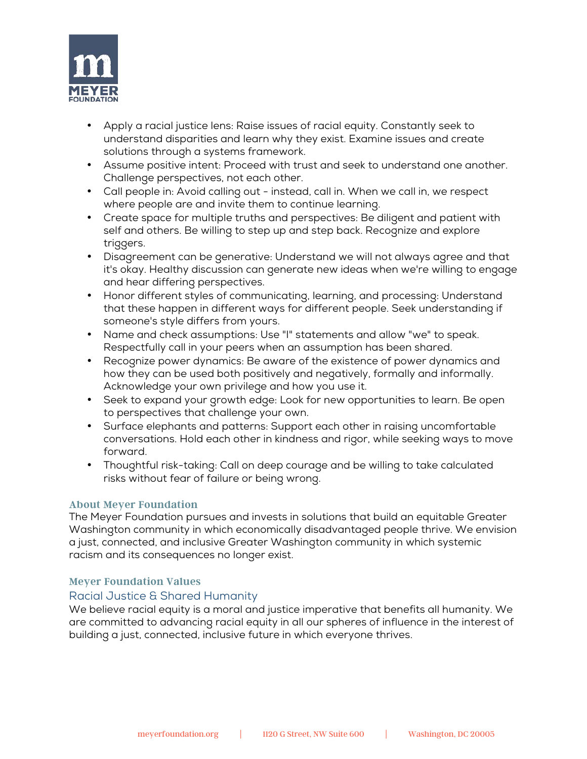- Apply a racial justice lens: Raise issues of racial equity. Constantly seek to understand disparities and learn why they exist. Examine issues and create solutions through a systems framework.
- Assume positive intent: Proceed with trust and seek to understand one another. Challenge perspectives, not each other.
- Call people in: Avoid calling out - instead, call in. When we call in, we respect where people are and invite them to continue learning.
- Create space for multiple truths and perspectives: Be diligent and patient with self and others. Be willing to step up and step back. Recognize and explore triggers.
- Disagreement can be generative: Understand we will not always agree and that it's okay. Healthy discussion can generate new ideas when we're willing to engage and hear differing perspectives.
- Honor different styles of communicating, learning, and processing: Understand that these happen in different ways for different people. Seek understanding if someone's style differs from yours.
- Name and check assumptions: Use "I" statements and allow "we" to speak. Respectfully call in your peers when an assumption has been shared.
- Recognize power dynamics: Be aware of the existence of power dynamics and how they can be used both positively and negatively, formally and informally. Acknowledge your own privilege and how you use it.
- Seek to expand your growth edge: Look for new opportunities to learn. Be open to perspectives that challenge your own.
- Surface elephants and patterns: Support each other in raising uncomfortable conversations. Hold each other in kindness and rigor, while seeking ways to move forward.
- Thoughtful risk-taking: Call on deep courage and be willing to take calculated risks without fear of failure or being wrong.

## About Meyer Foundation

The Meyer Foundation pursues and invests in solutions that build an equitable Greater Washington community in which economically disadvantaged people thrive. We envision a just, connected, and inclusive Greater Washington community in which systemic racism and its consequences no longer exist.

## Meyer Foundation Values

### Racial Justice & Shared Humanity

We believe racial equity is a moral and justice imperative that benefits all humanity. We are committed to advancing racial equity in all our spheres of influence in the interest of building a just, connected, inclusive future in which everyone thrives.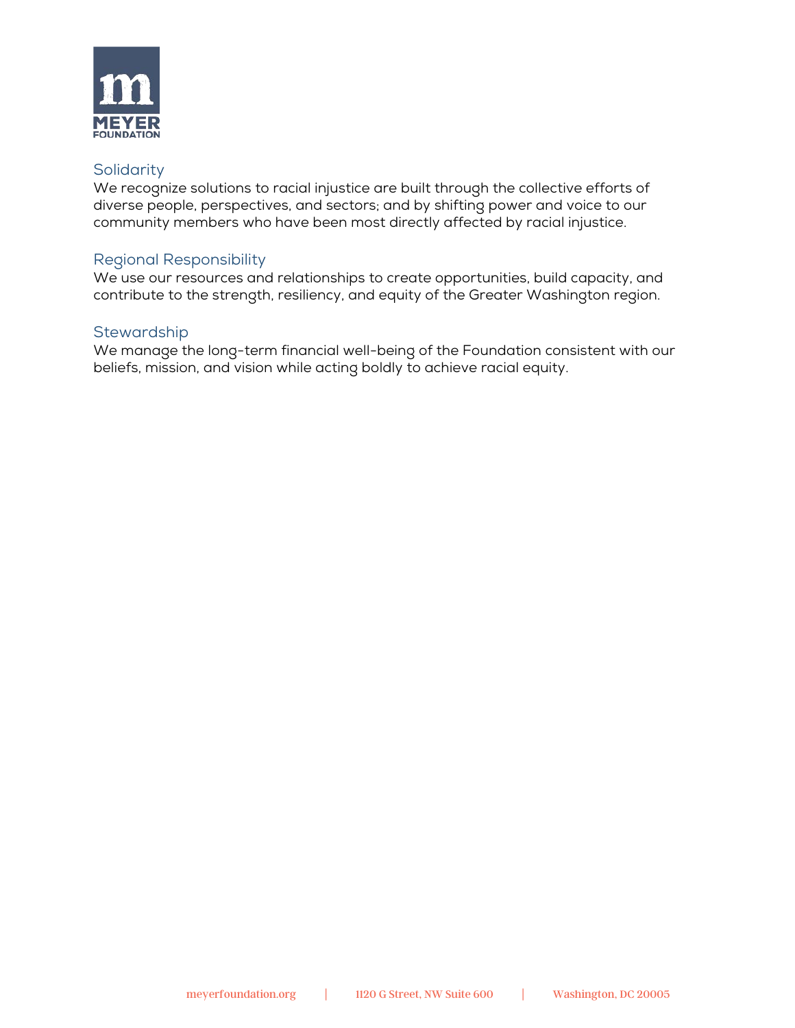### Solidarity

We recognize solutions to racial injustice are built through the collective efforts of diverse people, perspectives, and sectors; and by shifting power and voice to our community members who have been most directly affected by racial injustice.

### Regional Responsibility

We use our resources and relationships to create opportunities, build capacity, and contribute to the strength, resiliency, and equity of the Greater Washington region.

### Stewardship

We manage the long-term financial well-being of the Foundation consistent with our beliefs, mission, and vision while acting boldly to achieve racial equity.